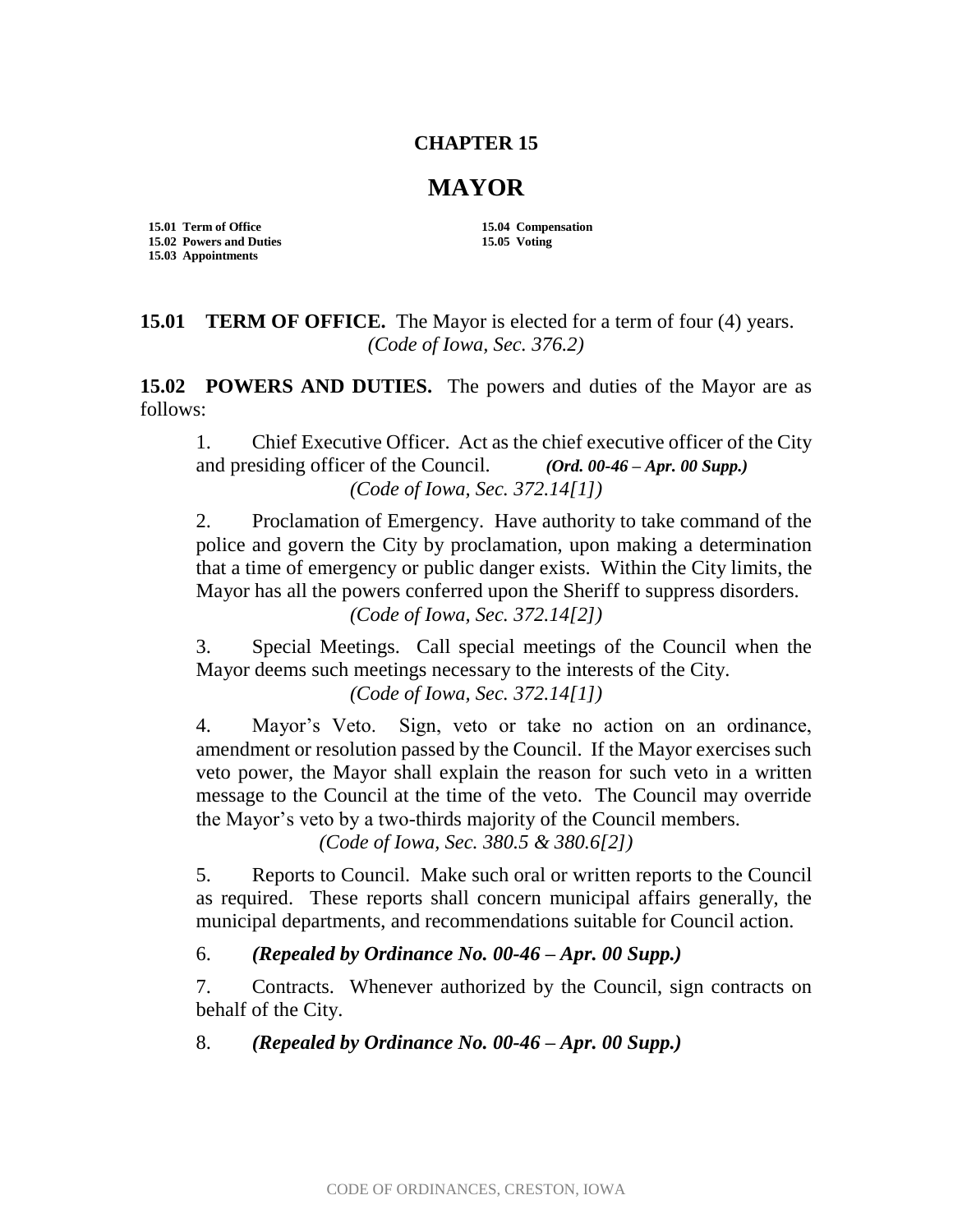# CHAPTER 15

# MAYOR

| | |
|---|---|
| **15.01 Term of Office** | **15.04 Compensation** |
| **15.02 Powers and Duties** | **15.05 Voting** |
| **15.03 Appointments** | |

**15.01 TERM OF OFFICE.** The Mayor is elected for a term of four (4) years.
*(Code of Iowa, Sec. 376.2)*

**15.02 POWERS AND DUTIES.** The powers and duties of the Mayor are as follows:

1. Chief Executive Officer. Act as the chief executive officer of the City and presiding officer of the Council. ***(Ord. 00-46 – Apr. 00 Supp.)***
*(Code of Iowa, Sec. 372.14[1])*

2. Proclamation of Emergency. Have authority to take command of the police and govern the City by proclamation, upon making a determination that a time of emergency or public danger exists. Within the City limits, the Mayor has all the powers conferred upon the Sheriff to suppress disorders.
*(Code of Iowa, Sec. 372.14[2])*

3. Special Meetings. Call special meetings of the Council when the Mayor deems such meetings necessary to the interests of the City.
*(Code of Iowa, Sec. 372.14[1])*

4. Mayor's Veto. Sign, veto or take no action on an ordinance, amendment or resolution passed by the Council. If the Mayor exercises such veto power, the Mayor shall explain the reason for such veto in a written message to the Council at the time of the veto. The Council may override the Mayor's veto by a two-thirds majority of the Council members.
*(Code of Iowa, Sec. 380.5 & 380.6[2])*

5. Reports to Council. Make such oral or written reports to the Council as required. These reports shall concern municipal affairs generally, the municipal departments, and recommendations suitable for Council action.

6. ***(Repealed by Ordinance No. 00-46 – Apr. 00 Supp.)***

7. Contracts. Whenever authorized by the Council, sign contracts on behalf of the City.

8. ***(Repealed by Ordinance No. 00-46 – Apr. 00 Supp.)***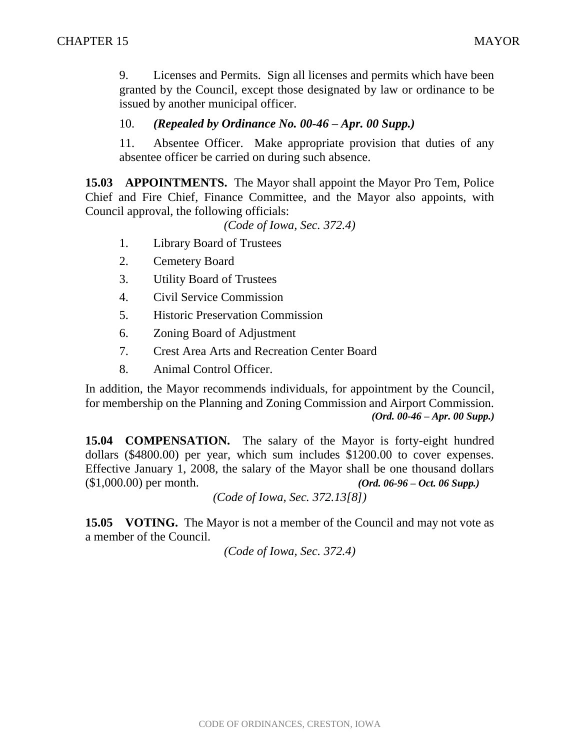9. Licenses and Permits. Sign all licenses and permits which have been granted by the Council, except those designated by law or ordinance to be issued by another municipal officer.

10. ***(Repealed by Ordinance No. 00-46 – Apr. 00 Supp.)***

11. Absentee Officer. Make appropriate provision that duties of any absentee officer be carried on during such absence.

**15.03 APPOINTMENTS.** The Mayor shall appoint the Mayor Pro Tem, Police Chief and Fire Chief, Finance Committee, and the Mayor also appoints, with Council approval, the following officials:

*(Code of Iowa, Sec. 372.4)*

1. Library Board of Trustees
2. Cemetery Board
3. Utility Board of Trustees
4. Civil Service Commission
5. Historic Preservation Commission
6. Zoning Board of Adjustment
7. Crest Area Arts and Recreation Center Board
8. Animal Control Officer.

In addition, the Mayor recommends individuals, for appointment by the Council, for membership on the Planning and Zoning Commission and Airport Commission.

***(Ord. 00-46 – Apr. 00 Supp.)***

**15.04 COMPENSATION.** The salary of the Mayor is forty-eight hundred dollars ($4800.00) per year, which sum includes $1200.00 to cover expenses. Effective January 1, 2008, the salary of the Mayor shall be one thousand dollars ($1,000.00) per month. ***(Ord. 06-96 – Oct. 06 Supp.)***

*(Code of Iowa, Sec. 372.13[8])*

**15.05 VOTING.** The Mayor is not a member of the Council and may not vote as a member of the Council.

*(Code of Iowa, Sec. 372.4)*